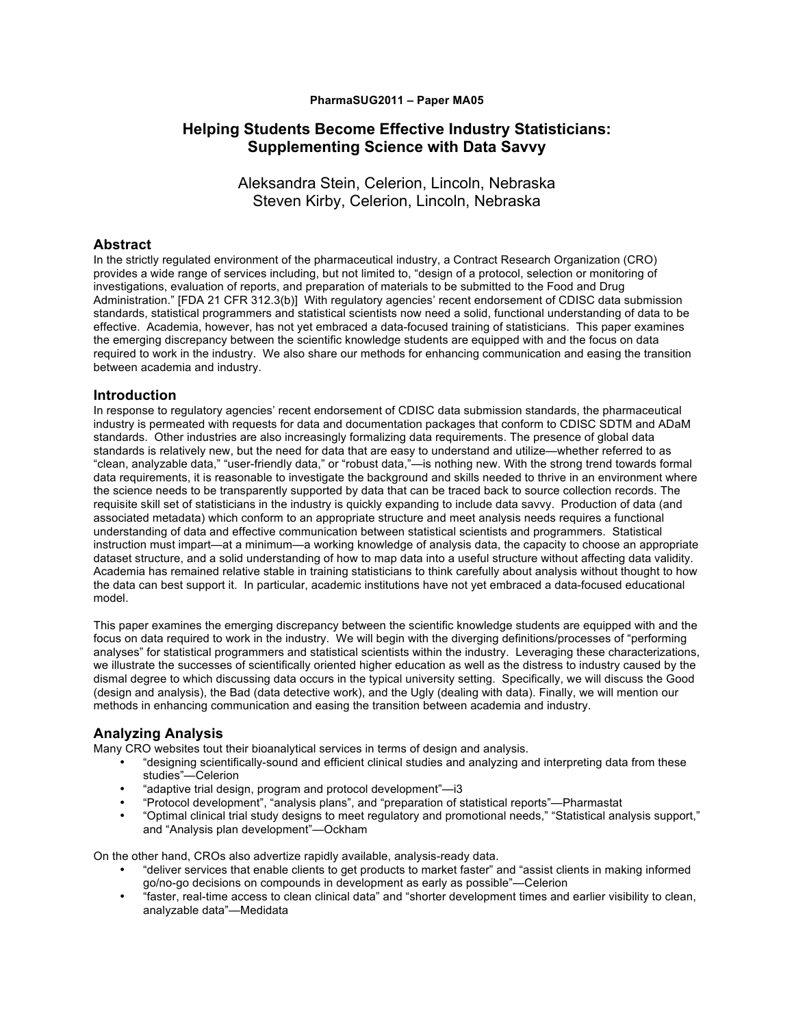**PharmaSUG2011 – Paper MA05**

# Helping Students Become Effective Industry Statisticians: Supplementing Science with Data Savvy

Aleksandra Stein, Celerion, Lincoln, Nebraska
Steven Kirby, Celerion, Lincoln, Nebraska

## Abstract

In the strictly regulated environment of the pharmaceutical industry, a Contract Research Organization (CRO) provides a wide range of services including, but not limited to, "design of a protocol, selection or monitoring of investigations, evaluation of reports, and preparation of materials to be submitted to the Food and Drug Administration." [FDA 21 CFR 312.3(b)] With regulatory agencies' recent endorsement of CDISC data submission standards, statistical programmers and statistical scientists now need a solid, functional understanding of data to be effective. Academia, however, has not yet embraced a data-focused training of statisticians. This paper examines the emerging discrepancy between the scientific knowledge students are equipped with and the focus on data required to work in the industry. We also share our methods for enhancing communication and easing the transition between academia and industry.

## Introduction

In response to regulatory agencies' recent endorsement of CDISC data submission standards, the pharmaceutical industry is permeated with requests for data and documentation packages that conform to CDISC SDTM and ADaM standards. Other industries are also increasingly formalizing data requirements. The presence of global data standards is relatively new, but the need for data that are easy to understand and utilize—whether referred to as "clean, analyzable data," "user-friendly data," or "robust data,"—is nothing new. With the strong trend towards formal data requirements, it is reasonable to investigate the background and skills needed to thrive in an environment where the science needs to be transparently supported by data that can be traced back to source collection records. The requisite skill set of statisticians in the industry is quickly expanding to include data savvy. Production of data (and associated metadata) which conform to an appropriate structure and meet analysis needs requires a functional understanding of data and effective communication between statistical scientists and programmers. Statistical instruction must impart—at a minimum—a working knowledge of analysis data, the capacity to choose an appropriate dataset structure, and a solid understanding of how to map data into a useful structure without affecting data validity. Academia has remained relative stable in training statisticians to think carefully about analysis without thought to how the data can best support it. In particular, academic institutions have not yet embraced a data-focused educational model.

This paper examines the emerging discrepancy between the scientific knowledge students are equipped with and the focus on data required to work in the industry. We will begin with the diverging definitions/processes of "performing analyses" for statistical programmers and statistical scientists within the industry. Leveraging these characterizations, we illustrate the successes of scientifically oriented higher education as well as the distress to industry caused by the dismal degree to which discussing data occurs in the typical university setting. Specifically, we will discuss the Good (design and analysis), the Bad (data detective work), and the Ugly (dealing with data). Finally, we will mention our methods in enhancing communication and easing the transition between academia and industry.

## Analyzing Analysis

Many CRO websites tout their bioanalytical services in terms of design and analysis.

- "designing scientifically-sound and efficient clinical studies and analyzing and interpreting data from these studies"—Celerion
- "adaptive trial design, program and protocol development"—i3
- "Protocol development", "analysis plans", and "preparation of statistical reports"—Pharmastat
- "Optimal clinical trial study designs to meet regulatory and promotional needs," "Statistical analysis support," and "Analysis plan development"—Ockham

On the other hand, CROs also advertize rapidly available, analysis-ready data.

- "deliver services that enable clients to get products to market faster" and "assist clients in making informed go/no-go decisions on compounds in development as early as possible"—Celerion
- "faster, real-time access to clean clinical data" and "shorter development times and earlier visibility to clean, analyzable data"—Medidata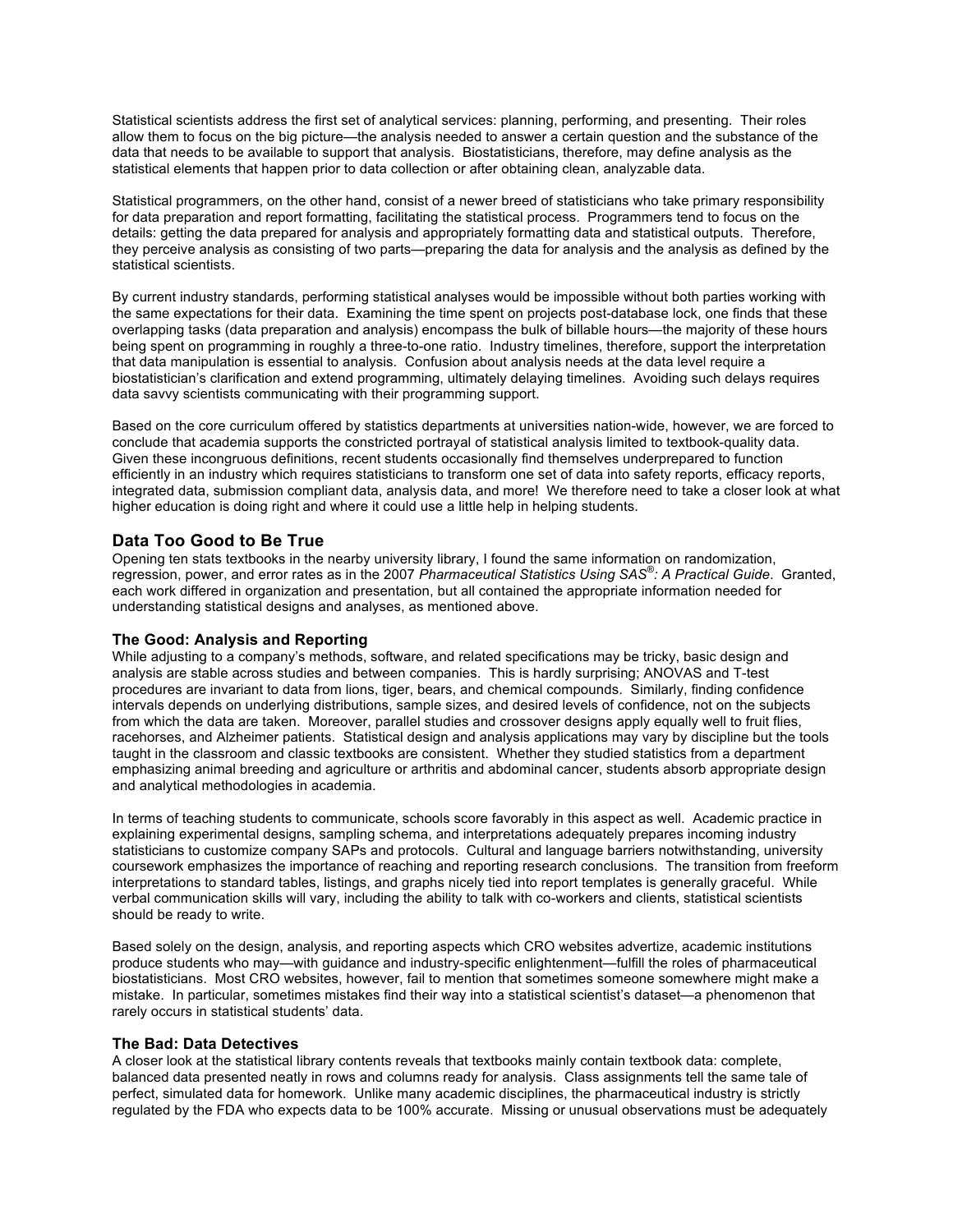Statistical scientists address the first set of analytical services: planning, performing, and presenting. Their roles allow them to focus on the big picture—the analysis needed to answer a certain question and the substance of the data that needs to be available to support that analysis. Biostatisticians, therefore, may define analysis as the statistical elements that happen prior to data collection or after obtaining clean, analyzable data.

Statistical programmers, on the other hand, consist of a newer breed of statisticians who take primary responsibility for data preparation and report formatting, facilitating the statistical process. Programmers tend to focus on the details: getting the data prepared for analysis and appropriately formatting data and statistical outputs. Therefore, they perceive analysis as consisting of two parts—preparing the data for analysis and the analysis as defined by the statistical scientists.

By current industry standards, performing statistical analyses would be impossible without both parties working with the same expectations for their data. Examining the time spent on projects post-database lock, one finds that these overlapping tasks (data preparation and analysis) encompass the bulk of billable hours—the majority of these hours being spent on programming in roughly a three-to-one ratio. Industry timelines, therefore, support the interpretation that data manipulation is essential to analysis. Confusion about analysis needs at the data level require a biostatistician's clarification and extend programming, ultimately delaying timelines. Avoiding such delays requires data savvy scientists communicating with their programming support.

Based on the core curriculum offered by statistics departments at universities nation-wide, however, we are forced to conclude that academia supports the constricted portrayal of statistical analysis limited to textbook-quality data. Given these incongruous definitions, recent students occasionally find themselves underprepared to function efficiently in an industry which requires statisticians to transform one set of data into safety reports, efficacy reports, integrated data, submission compliant data, analysis data, and more! We therefore need to take a closer look at what higher education is doing right and where it could use a little help in helping students.

## Data Too Good to Be True

Opening ten stats textbooks in the nearby university library, I found the same information on randomization, regression, power, and error rates as in the 2007 *Pharmaceutical Statistics Using SAS®: A Practical Guide*. Granted, each work differed in organization and presentation, but all contained the appropriate information needed for understanding statistical designs and analyses, as mentioned above.

### The Good: Analysis and Reporting

While adjusting to a company's methods, software, and related specifications may be tricky, basic design and analysis are stable across studies and between companies. This is hardly surprising; ANOVAS and T-test procedures are invariant to data from lions, tiger, bears, and chemical compounds. Similarly, finding confidence intervals depends on underlying distributions, sample sizes, and desired levels of confidence, not on the subjects from which the data are taken. Moreover, parallel studies and crossover designs apply equally well to fruit flies, racehorses, and Alzheimer patients. Statistical design and analysis applications may vary by discipline but the tools taught in the classroom and classic textbooks are consistent. Whether they studied statistics from a department emphasizing animal breeding and agriculture or arthritis and abdominal cancer, students absorb appropriate design and analytical methodologies in academia.

In terms of teaching students to communicate, schools score favorably in this aspect as well. Academic practice in explaining experimental designs, sampling schema, and interpretations adequately prepares incoming industry statisticians to customize company SAPs and protocols. Cultural and language barriers notwithstanding, university coursework emphasizes the importance of reaching and reporting research conclusions. The transition from freeform interpretations to standard tables, listings, and graphs nicely tied into report templates is generally graceful. While verbal communication skills will vary, including the ability to talk with co-workers and clients, statistical scientists should be ready to write.

Based solely on the design, analysis, and reporting aspects which CRO websites advertize, academic institutions produce students who may—with guidance and industry-specific enlightenment—fulfill the roles of pharmaceutical biostatisticians. Most CRO websites, however, fail to mention that sometimes someone somewhere might make a mistake. In particular, sometimes mistakes find their way into a statistical scientist's dataset—a phenomenon that rarely occurs in statistical students' data.

### The Bad: Data Detectives

A closer look at the statistical library contents reveals that textbooks mainly contain textbook data: complete, balanced data presented neatly in rows and columns ready for analysis. Class assignments tell the same tale of perfect, simulated data for homework. Unlike many academic disciplines, the pharmaceutical industry is strictly regulated by the FDA who expects data to be 100% accurate. Missing or unusual observations must be adequately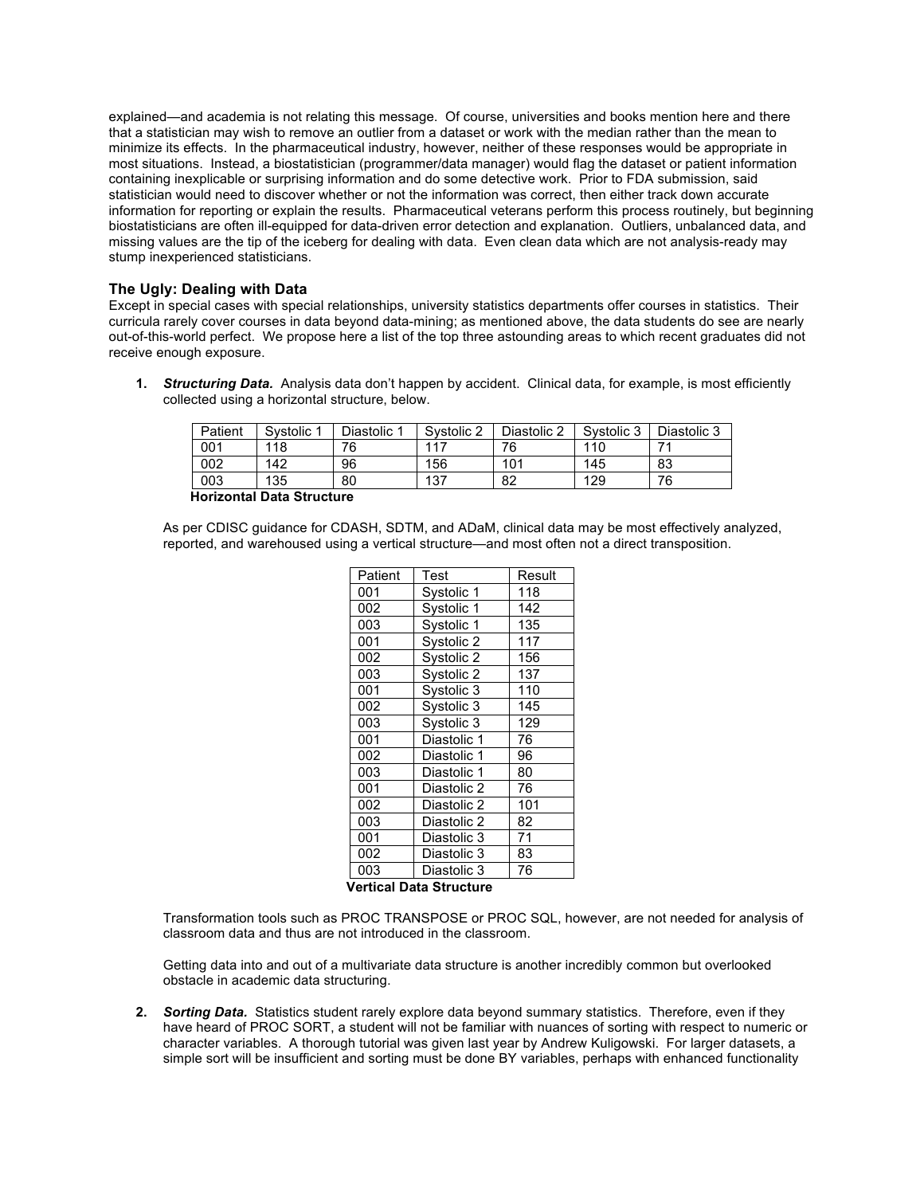explained—and academia is not relating this message. Of course, universities and books mention here and there that a statistician may wish to remove an outlier from a dataset or work with the median rather than the mean to minimize its effects. In the pharmaceutical industry, however, neither of these responses would be appropriate in most situations. Instead, a biostatistician (programmer/data manager) would flag the dataset or patient information containing inexplicable or surprising information and do some detective work. Prior to FDA submission, said statistician would need to discover whether or not the information was correct, then either track down accurate information for reporting or explain the results. Pharmaceutical veterans perform this process routinely, but beginning biostatisticians are often ill-equipped for data-driven error detection and explanation. Outliers, unbalanced data, and missing values are the tip of the iceberg for dealing with data. Even clean data which are not analysis-ready may stump inexperienced statisticians.

### The Ugly: Dealing with Data

Except in special cases with special relationships, university statistics departments offer courses in statistics. Their curricula rarely cover courses in data beyond data-mining; as mentioned above, the data students do see are nearly out-of-this-world perfect. We propose here a list of the top three astounding areas to which recent graduates did not receive enough exposure.

1. ***Structuring Data.*** Analysis data don't happen by accident. Clinical data, for example, is most efficiently collected using a horizontal structure, below.

   | Patient | Systolic 1 | Diastolic 1 | Systolic 2 | Diastolic 2 | Systolic 3 | Diastolic 3 |
   |---|---|---|---|---|---|---|
   | 001 | 118 | 76 | 117 | 76 | 110 | 71 |
   | 002 | 142 | 96 | 156 | 101 | 145 | 83 |
   | 003 | 135 | 80 | 137 | 82 | 129 | 76 |

   **Horizontal Data Structure**

   As per CDISC guidance for CDASH, SDTM, and ADaM, clinical data may be most effectively analyzed, reported, and warehoused using a vertical structure—and most often not a direct transposition.

   | Patient | Test | Result |
   |---|---|---|
   | 001 | Systolic 1 | 118 |
   | 002 | Systolic 1 | 142 |
   | 003 | Systolic 1 | 135 |
   | 001 | Systolic 2 | 117 |
   | 002 | Systolic 2 | 156 |
   | 003 | Systolic 2 | 137 |
   | 001 | Systolic 3 | 110 |
   | 002 | Systolic 3 | 145 |
   | 003 | Systolic 3 | 129 |
   | 001 | Diastolic 1 | 76 |
   | 002 | Diastolic 1 | 96 |
   | 003 | Diastolic 1 | 80 |
   | 001 | Diastolic 2 | 76 |
   | 002 | Diastolic 2 | 101 |
   | 003 | Diastolic 2 | 82 |
   | 001 | Diastolic 3 | 71 |
   | 002 | Diastolic 3 | 83 |
   | 003 | Diastolic 3 | 76 |

   **Vertical Data Structure**

   Transformation tools such as PROC TRANSPOSE or PROC SQL, however, are not needed for analysis of classroom data and thus are not introduced in the classroom.

   Getting data into and out of a multivariate data structure is another incredibly common but overlooked obstacle in academic data structuring.

2. ***Sorting Data.*** Statistics student rarely explore data beyond summary statistics. Therefore, even if they have heard of PROC SORT, a student will not be familiar with nuances of sorting with respect to numeric or character variables. A thorough tutorial was given last year by Andrew Kuligowski. For larger datasets, a simple sort will be insufficient and sorting must be done BY variables, perhaps with enhanced functionality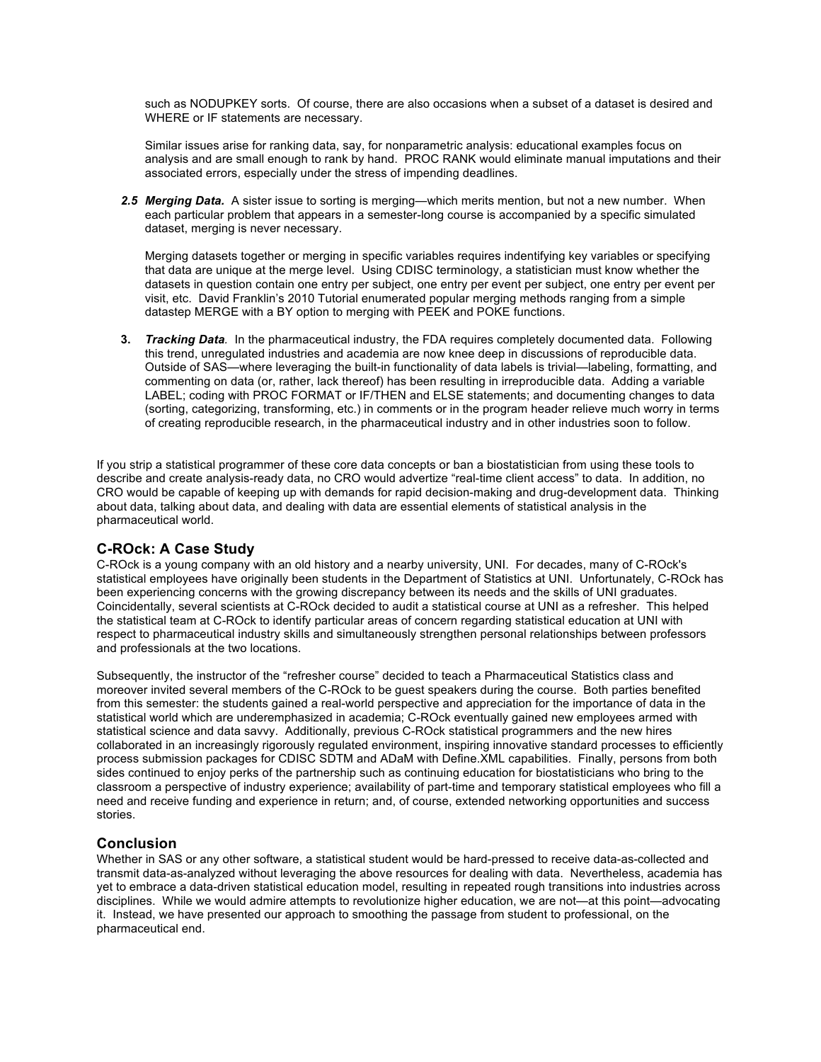such as NODUPKEY sorts. Of course, there are also occasions when a subset of a dataset is desired and WHERE or IF statements are necessary.

Similar issues arise for ranking data, say, for nonparametric analysis: educational examples focus on analysis and are small enough to rank by hand. PROC RANK would eliminate manual imputations and their associated errors, especially under the stress of impending deadlines.

**2.5** ***Merging Data.*** A sister issue to sorting is merging—which merits mention, but not a new number. When each particular problem that appears in a semester-long course is accompanied by a specific simulated dataset, merging is never necessary.

Merging datasets together or merging in specific variables requires indentifying key variables or specifying that data are unique at the merge level. Using CDISC terminology, a statistician must know whether the datasets in question contain one entry per subject, one entry per event per subject, one entry per event per visit, etc. David Franklin's 2010 Tutorial enumerated popular merging methods ranging from a simple datastep MERGE with a BY option to merging with PEEK and POKE functions.

**3.** ***Tracking Data.*** In the pharmaceutical industry, the FDA requires completely documented data. Following this trend, unregulated industries and academia are now knee deep in discussions of reproducible data. Outside of SAS—where leveraging the built-in functionality of data labels is trivial—labeling, formatting, and commenting on data (or, rather, lack thereof) has been resulting in irreproducible data. Adding a variable LABEL; coding with PROC FORMAT or IF/THEN and ELSE statements; and documenting changes to data (sorting, categorizing, transforming, etc.) in comments or in the program header relieve much worry in terms of creating reproducible research, in the pharmaceutical industry and in other industries soon to follow.

If you strip a statistical programmer of these core data concepts or ban a biostatistician from using these tools to describe and create analysis-ready data, no CRO would advertize "real-time client access" to data. In addition, no CRO would be capable of keeping up with demands for rapid decision-making and drug-development data. Thinking about data, talking about data, and dealing with data are essential elements of statistical analysis in the pharmaceutical world.

## C-ROck: A Case Study

C-ROck is a young company with an old history and a nearby university, UNI. For decades, many of C-ROck's statistical employees have originally been students in the Department of Statistics at UNI. Unfortunately, C-ROck has been experiencing concerns with the growing discrepancy between its needs and the skills of UNI graduates. Coincidentally, several scientists at C-ROck decided to audit a statistical course at UNI as a refresher. This helped the statistical team at C-ROck to identify particular areas of concern regarding statistical education at UNI with respect to pharmaceutical industry skills and simultaneously strengthen personal relationships between professors and professionals at the two locations.

Subsequently, the instructor of the "refresher course" decided to teach a Pharmaceutical Statistics class and moreover invited several members of the C-ROck to be guest speakers during the course. Both parties benefited from this semester: the students gained a real-world perspective and appreciation for the importance of data in the statistical world which are underemphasized in academia; C-ROck eventually gained new employees armed with statistical science and data savvy. Additionally, previous C-ROck statistical programmers and the new hires collaborated in an increasingly rigorously regulated environment, inspiring innovative standard processes to efficiently process submission packages for CDISC SDTM and ADaM with Define.XML capabilities. Finally, persons from both sides continued to enjoy perks of the partnership such as continuing education for biostatisticians who bring to the classroom a perspective of industry experience; availability of part-time and temporary statistical employees who fill a need and receive funding and experience in return; and, of course, extended networking opportunities and success stories.

## Conclusion

Whether in SAS or any other software, a statistical student would be hard-pressed to receive data-as-collected and transmit data-as-analyzed without leveraging the above resources for dealing with data. Nevertheless, academia has yet to embrace a data-driven statistical education model, resulting in repeated rough transitions into industries across disciplines. While we would admire attempts to revolutionize higher education, we are not—at this point—advocating it. Instead, we have presented our approach to smoothing the passage from student to professional, on the pharmaceutical end.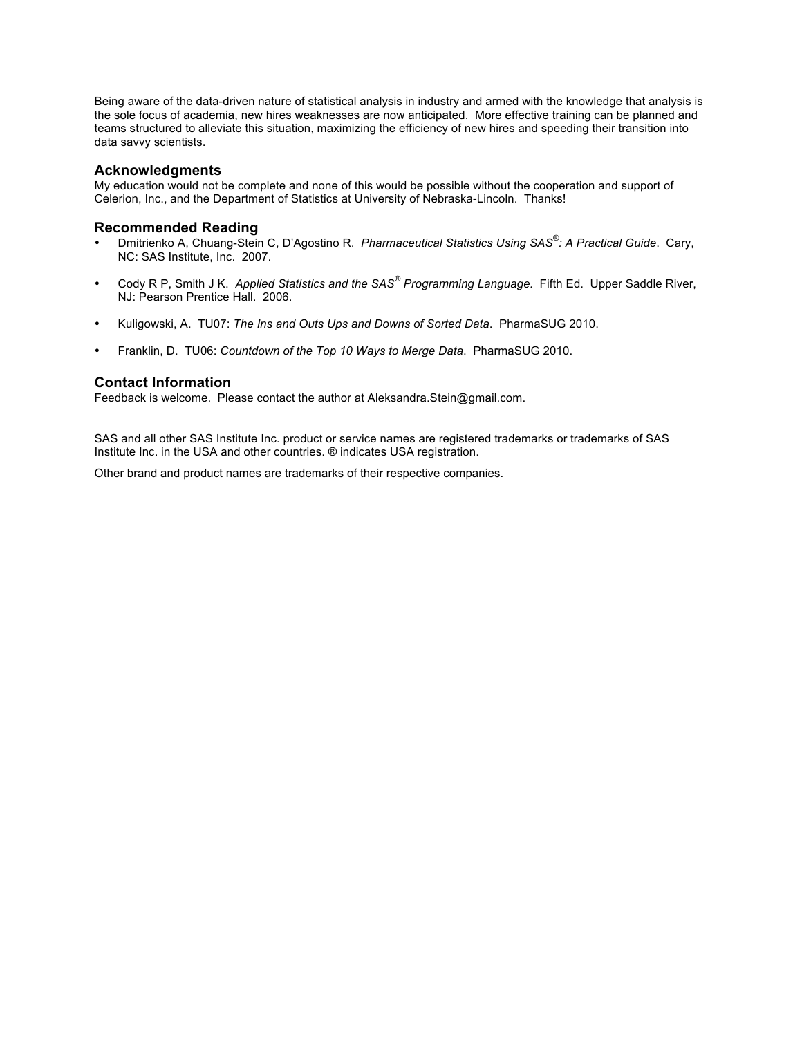Being aware of the data-driven nature of statistical analysis in industry and armed with the knowledge that analysis is the sole focus of academia, new hires weaknesses are now anticipated. More effective training can be planned and teams structured to alleviate this situation, maximizing the efficiency of new hires and speeding their transition into data savvy scientists.

## Acknowledgments

My education would not be complete and none of this would be possible without the cooperation and support of Celerion, Inc., and the Department of Statistics at University of Nebraska-Lincoln. Thanks!

## Recommended Reading

- Dmitrienko A, Chuang-Stein C, D'Agostino R. *Pharmaceutical Statistics Using SAS®: A Practical Guide*. Cary, NC: SAS Institute, Inc. 2007.
- Cody R P, Smith J K. *Applied Statistics and the SAS® Programming Language.* Fifth Ed. Upper Saddle River, NJ: Pearson Prentice Hall. 2006.
- Kuligowski, A. TU07: *The Ins and Outs Ups and Downs of Sorted Data*. PharmaSUG 2010.
- Franklin, D. TU06: *Countdown of the Top 10 Ways to Merge Data*. PharmaSUG 2010.

## Contact Information

Feedback is welcome. Please contact the author at Aleksandra.Stein@gmail.com.

SAS and all other SAS Institute Inc. product or service names are registered trademarks or trademarks of SAS Institute Inc. in the USA and other countries. ® indicates USA registration.

Other brand and product names are trademarks of their respective companies.